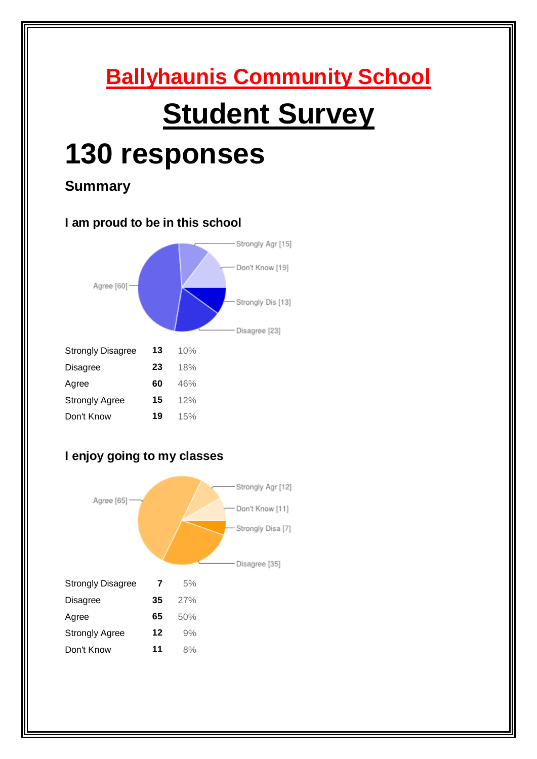# Ballyhaunis Community School

# Student Survey

# 130 responses

### Summary

#### I am proud to be in this school

| | | |
|---|---|---|
| Strongly Disagree | **13** | 10% |
| Disagree | **23** | 18% |
| Agree | **60** | 46% |
| Strongly Agree | **15** | 12% |
| Don't Know | **19** | 15% |

#### I enjoy going to my classes

| | | |
|---|---|---|
| Strongly Disagree | **7** | 5% |
| Disagree | **35** | 27% |
| Agree | **65** | 50% |
| Strongly Agree | **12** | 9% |
| Don't Know | **11** | 8% |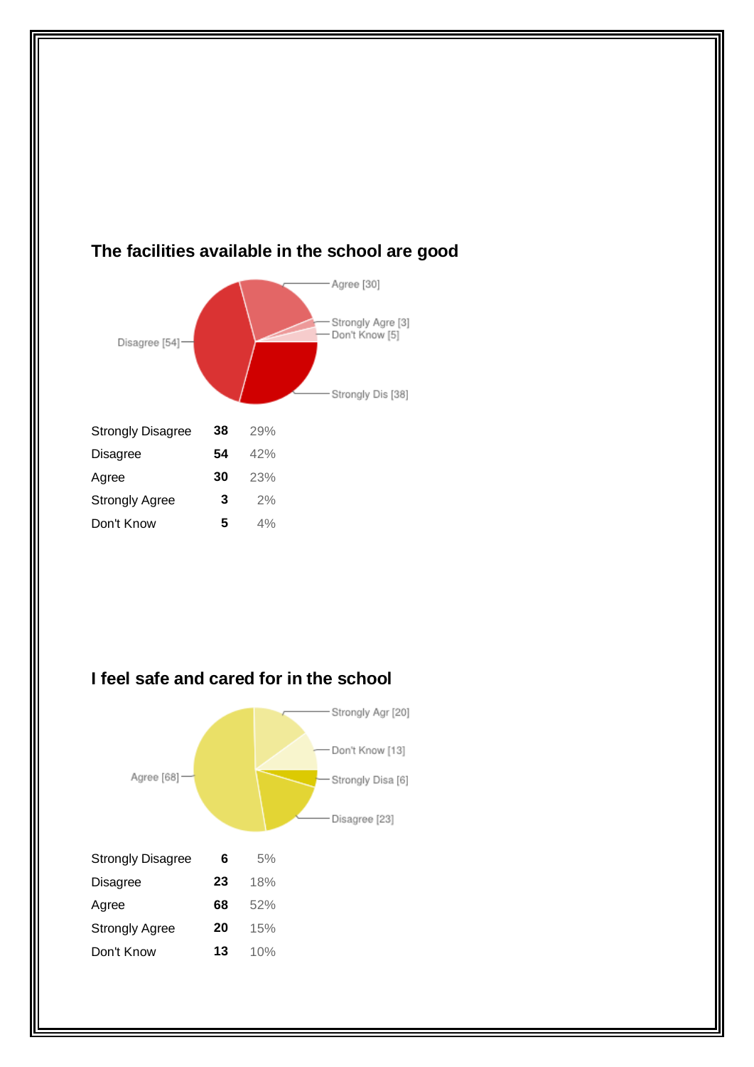## The facilities available in the school are good

| | | |
|---|---|---|
| Strongly Disagree | **38** | 29% |
| Disagree | **54** | 42% |
| Agree | **30** | 23% |
| Strongly Agree | **3** | 2% |
| Don't Know | **5** | 4% |

## I feel safe and cared for in the school

| | | |
|---|---|---|
| Strongly Disagree | **6** | 5% |
| Disagree | **23** | 18% |
| Agree | **68** | 52% |
| Strongly Agree | **20** | 15% |
| Don't Know | **13** | 10% |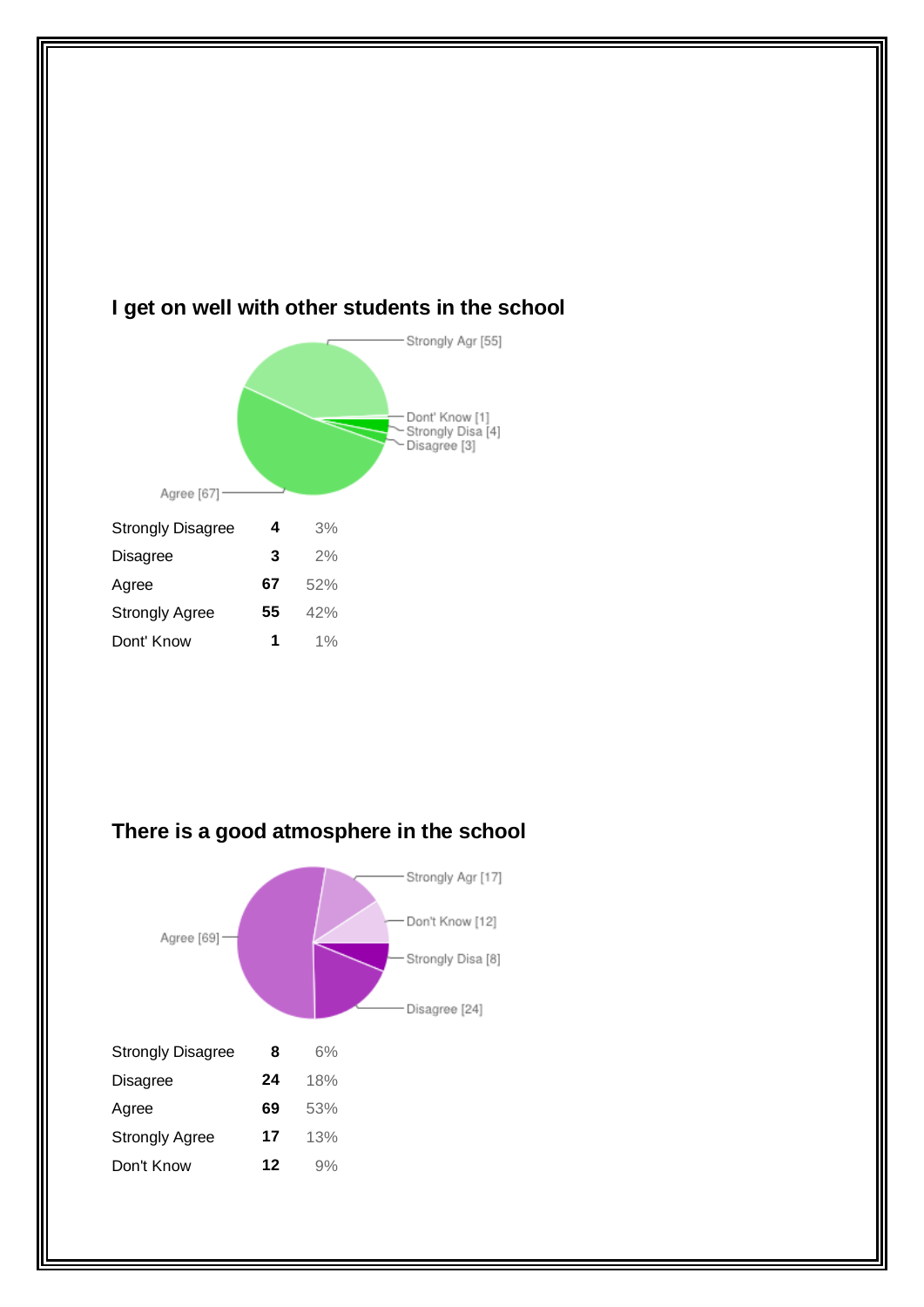## I get on well with other students in the school

| Strongly Disagree | 4 | 3% |
|---|---|---|
| Disagree | 3 | 2% |
| Agree | 67 | 52% |
| Strongly Agree | 55 | 42% |
| Dont' Know | 1 | 1% |

## There is a good atmosphere in the school

| Strongly Disagree | 8 | 6% |
|---|---|---|
| Disagree | 24 | 18% |
| Agree | 69 | 53% |
| Strongly Agree | 17 | 13% |
| Don't Know | 12 | 9% |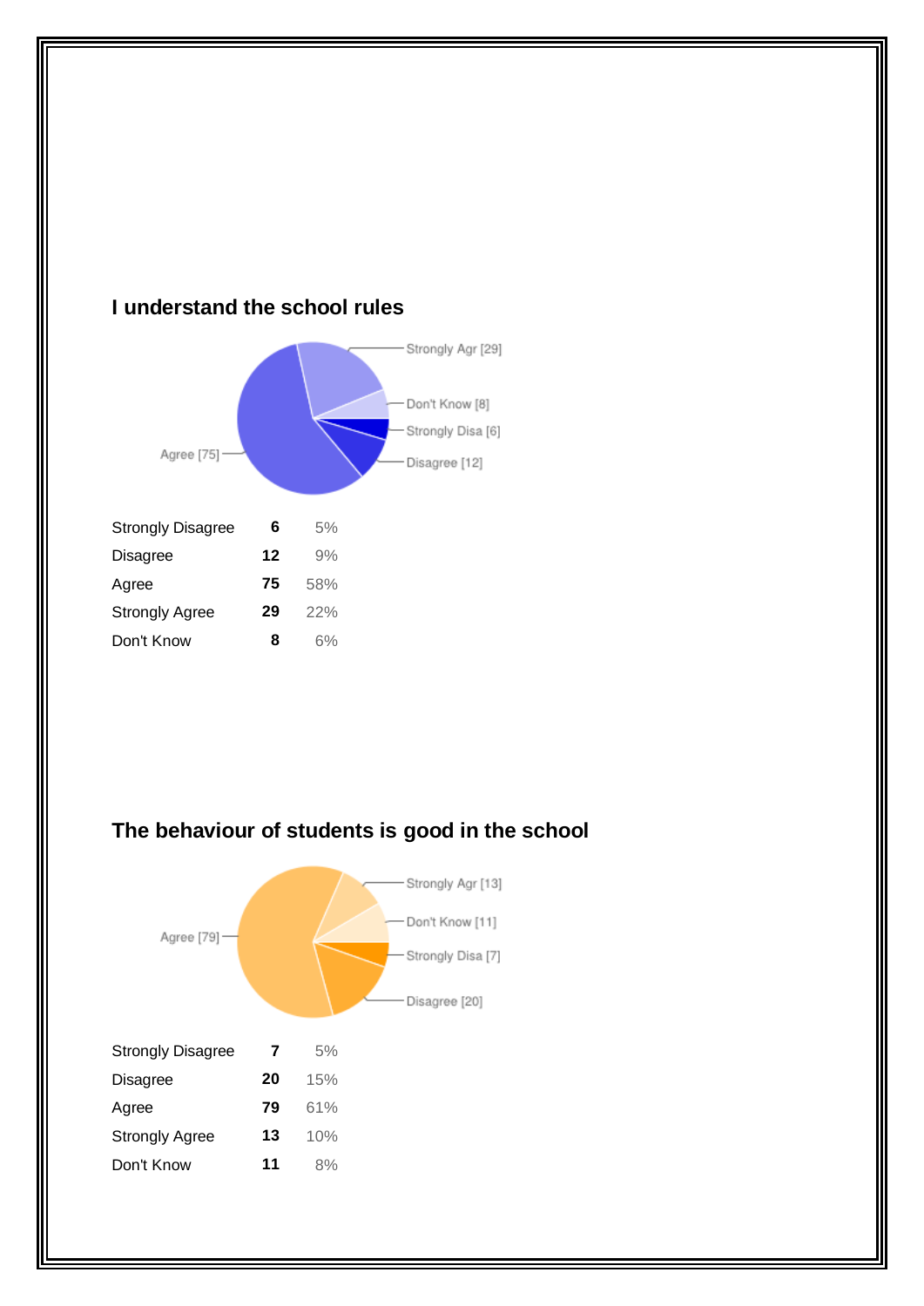### I understand the school rules

| Strongly Disagree | 6 | 5% |
|---|---|---|
| Disagree | 12 | 9% |
| Agree | 75 | 58% |
| Strongly Agree | 29 | 22% |
| Don't Know | 8 | 6% |

### The behaviour of students is good in the school

| Strongly Disagree | 7 | 5% |
|---|---|---|
| Disagree | 20 | 15% |
| Agree | 79 | 61% |
| Strongly Agree | 13 | 10% |
| Don't Know | 11 | 8% |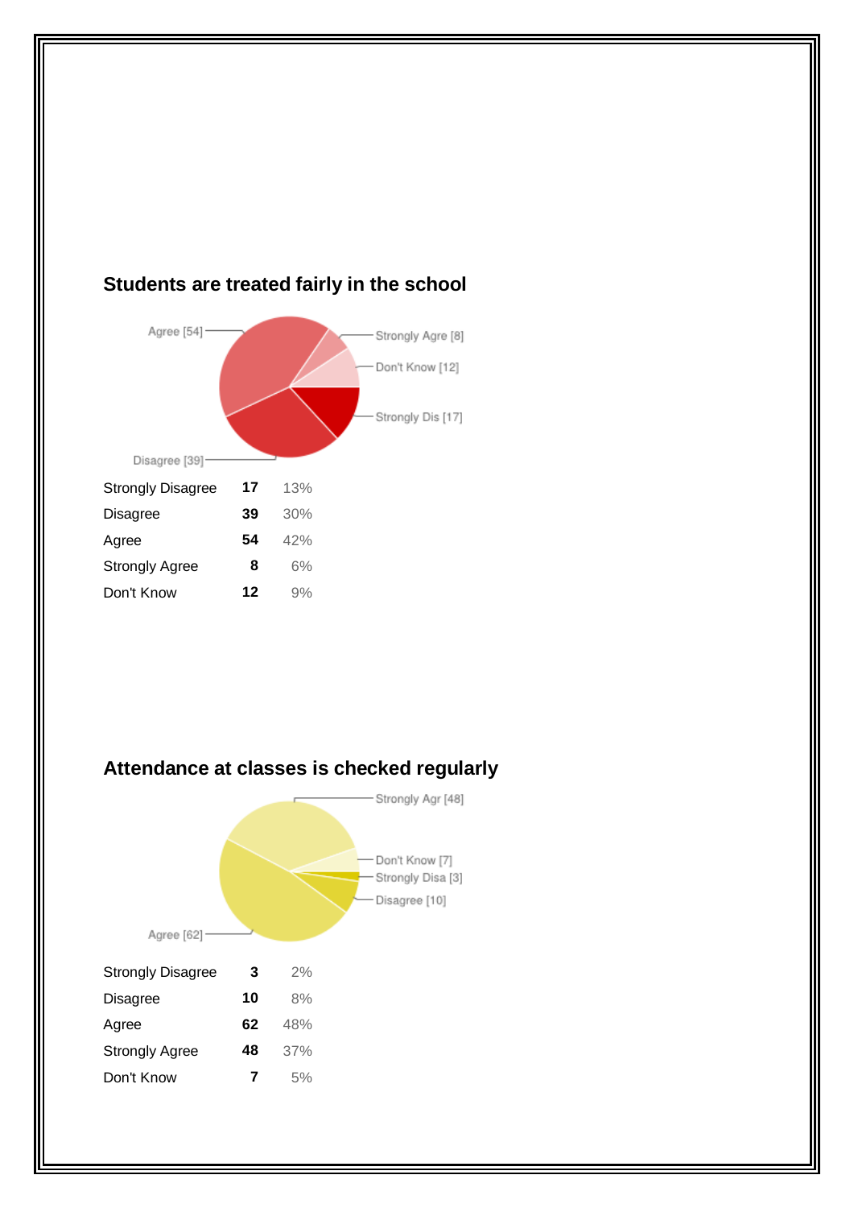## Students are treated fairly in the school

| | | |
|---|---|---|
| Strongly Disagree | **17** | 13% |
| Disagree | **39** | 30% |
| Agree | **54** | 42% |
| Strongly Agree | **8** | 6% |
| Don't Know | **12** | 9% |

## Attendance at classes is checked regularly

| | | |
|---|---|---|
| Strongly Disagree | **3** | 2% |
| Disagree | **10** | 8% |
| Agree | **62** | 48% |
| Strongly Agree | **48** | 37% |
| Don't Know | **7** | 5% |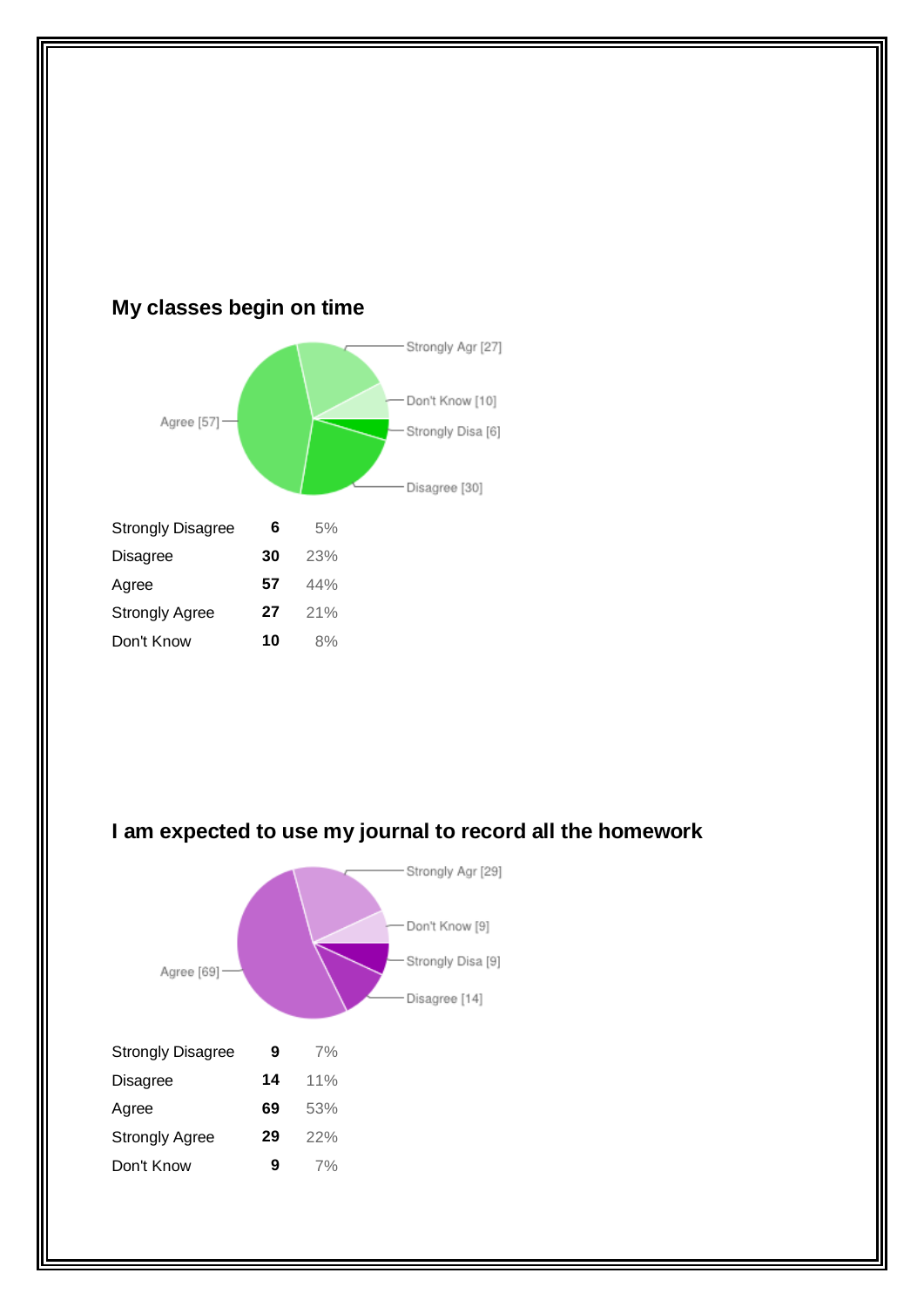## My classes begin on time

| | | |
|---|---|---|
| Strongly Disagree | **6** | 5% |
| Disagree | **30** | 23% |
| Agree | **57** | 44% |
| Strongly Agree | **27** | 21% |
| Don't Know | **10** | 8% |

## I am expected to use my journal to record all the homework

| | | |
|---|---|---|
| Strongly Disagree | **9** | 7% |
| Disagree | **14** | 11% |
| Agree | **69** | 53% |
| Strongly Agree | **29** | 22% |
| Don't Know | **9** | 7% |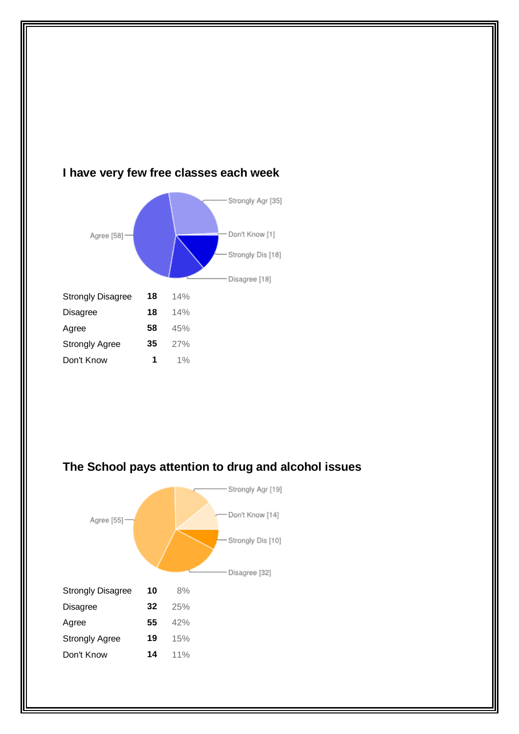## I have very few free classes each week

| | | |
|---|---|---|
| Strongly Disagree | **18** | 14% |
| Disagree | **18** | 14% |
| Agree | **58** | 45% |
| Strongly Agree | **35** | 27% |
| Don't Know | **1** | 1% |

## The School pays attention to drug and alcohol issues

| | | |
|---|---|---|
| Strongly Disagree | **10** | 8% |
| Disagree | **32** | 25% |
| Agree | **55** | 42% |
| Strongly Agree | **19** | 15% |
| Don't Know | **14** | 11% |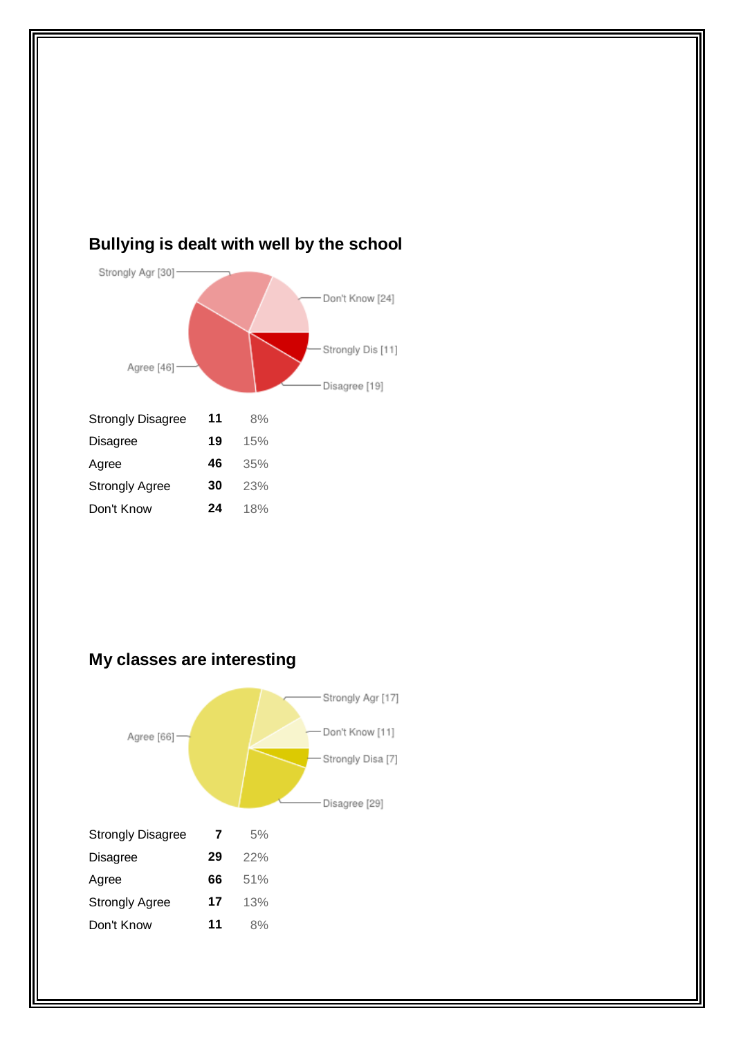## Bullying is dealt with well by the school

| Response | Count | Percent |
|---|---|---|
| Strongly Disagree | 11 | 8% |
| Disagree | 19 | 15% |
| Agree | 46 | 35% |
| Strongly Agree | 30 | 23% |
| Don't Know | 24 | 18% |

## My classes are interesting

| Response | Count | Percent |
|---|---|---|
| Strongly Disagree | 7 | 5% |
| Disagree | 29 | 22% |
| Agree | 66 | 51% |
| Strongly Agree | 17 | 13% |
| Don't Know | 11 | 8% |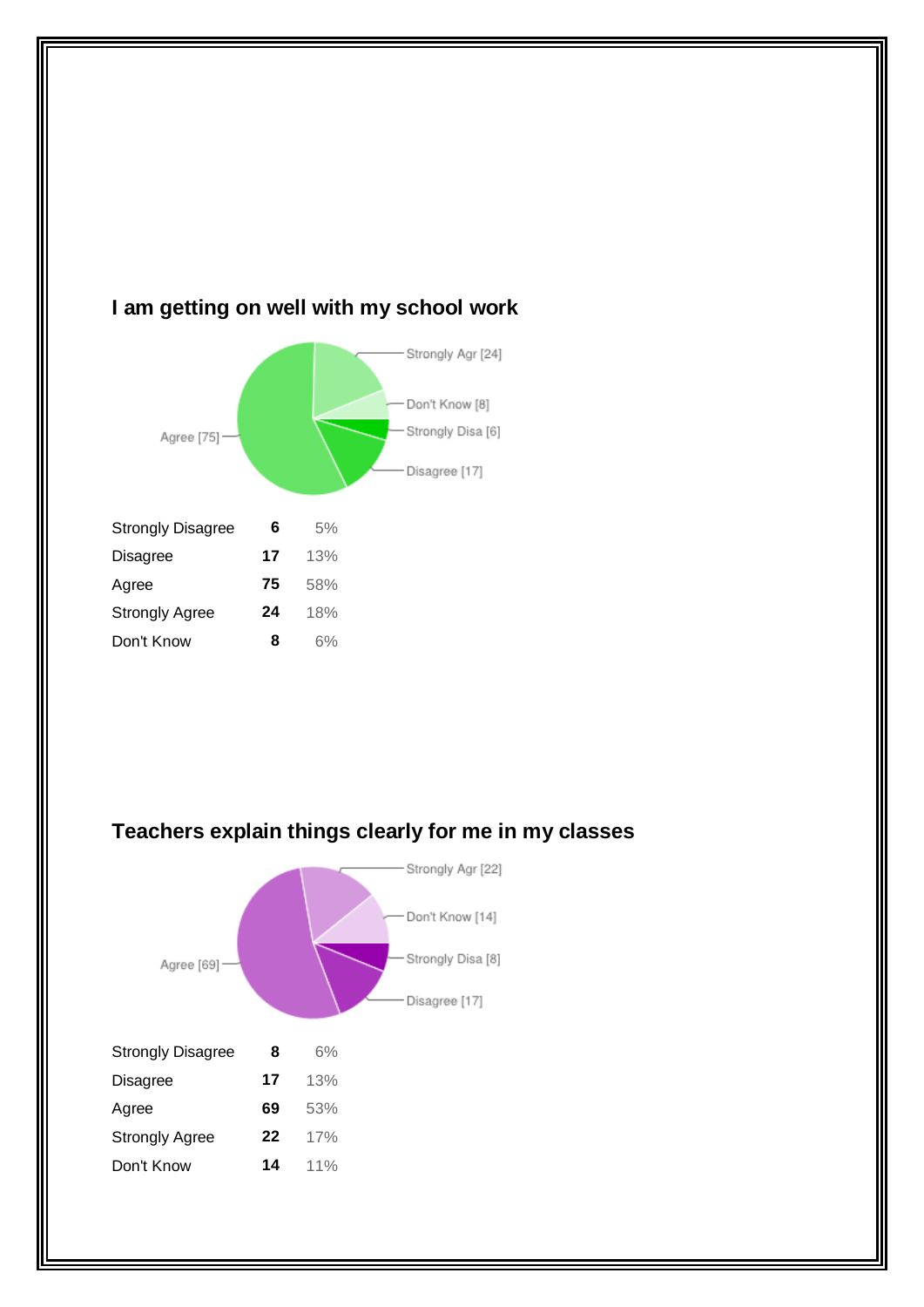## I am getting on well with my school work

| | | |
|---|---|---|
| Strongly Disagree | **6** | 5% |
| Disagree | **17** | 13% |
| Agree | **75** | 58% |
| Strongly Agree | **24** | 18% |
| Don't Know | **8** | 6% |

## Teachers explain things clearly for me in my classes

| | | |
|---|---|---|
| Strongly Disagree | **8** | 6% |
| Disagree | **17** | 13% |
| Agree | **69** | 53% |
| Strongly Agree | **22** | 17% |
| Don't Know | **14** | 11% |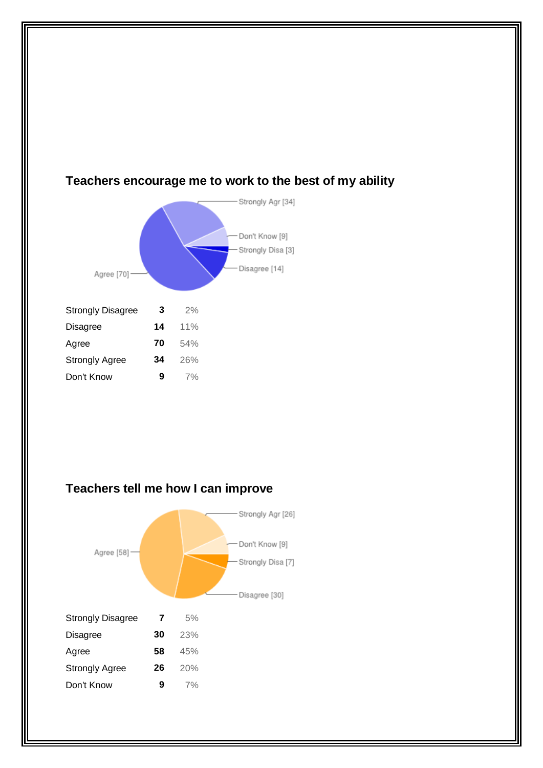## Teachers encourage me to work to the best of my ability

| Response | Count | Percent |
|---|---|---|
| Strongly Disagree | **3** | 2% |
| Disagree | **14** | 11% |
| Agree | **70** | 54% |
| Strongly Agree | **34** | 26% |
| Don't Know | **9** | 7% |

## Teachers tell me how I can improve

| Response | Count | Percent |
|---|---|---|
| Strongly Disagree | **7** | 5% |
| Disagree | **30** | 23% |
| Agree | **58** | 45% |
| Strongly Agree | **26** | 20% |
| Don't Know | **9** | 7% |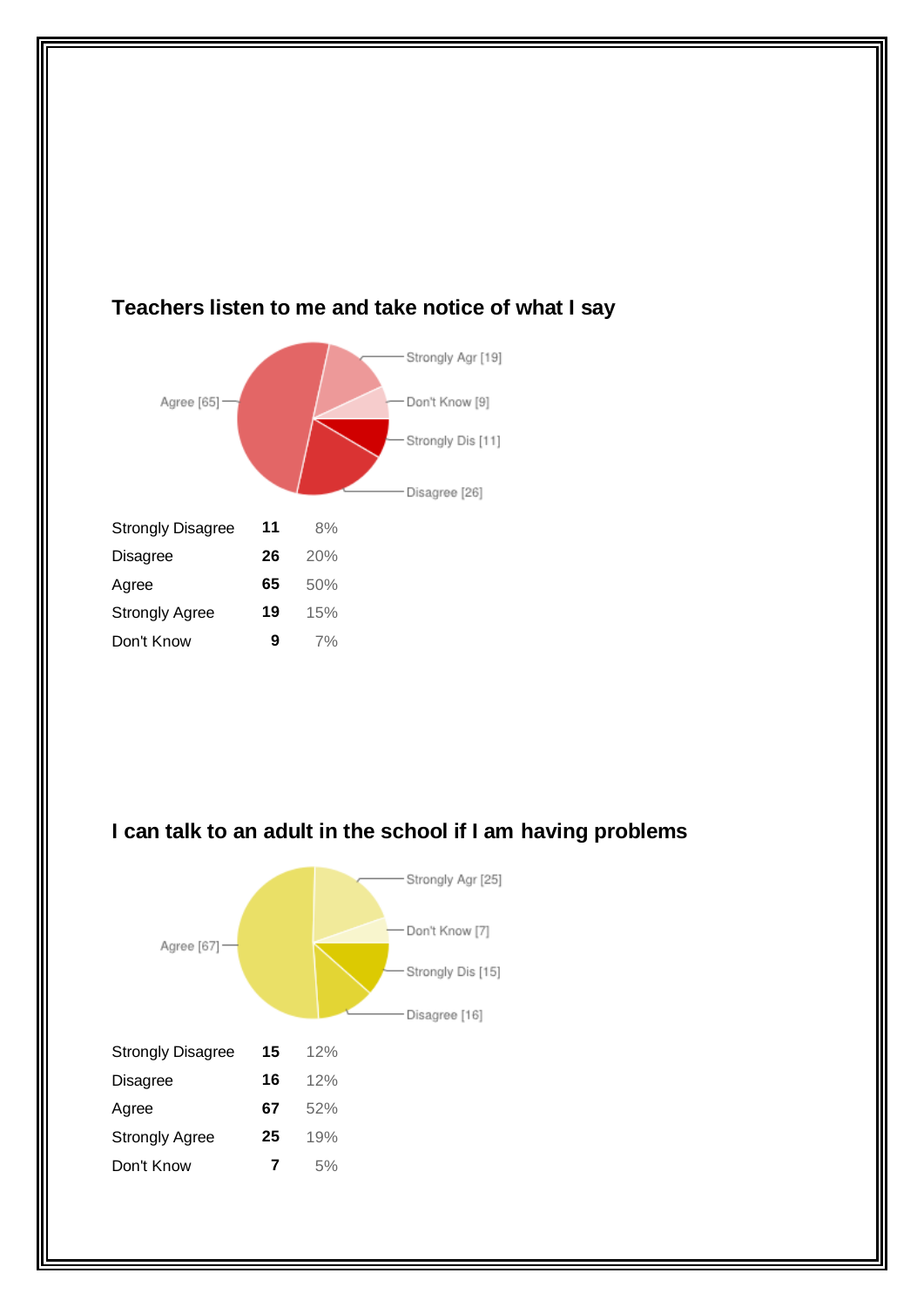## Teachers listen to me and take notice of what I say

| | | |
|---|---|---|
| Strongly Disagree | **11** | 8% |
| Disagree | **26** | 20% |
| Agree | **65** | 50% |
| Strongly Agree | **19** | 15% |
| Don't Know | **9** | 7% |

## I can talk to an adult in the school if I am having problems

| | | |
|---|---|---|
| Strongly Disagree | **15** | 12% |
| Disagree | **16** | 12% |
| Agree | **67** | 52% |
| Strongly Agree | **25** | 19% |
| Don't Know | **7** | 5% |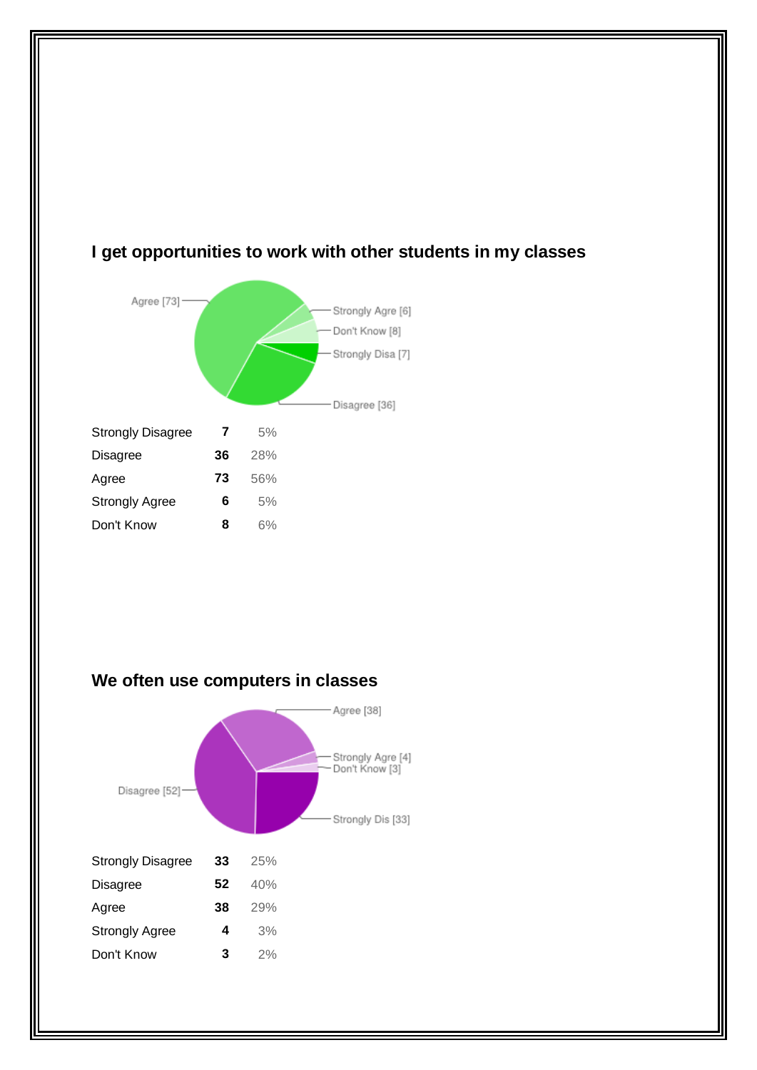## I get opportunities to work with other students in my classes

| | | |
|---|---|---|
| Strongly Disagree | **7** | 5% |
| Disagree | **36** | 28% |
| Agree | **73** | 56% |
| Strongly Agree | **6** | 5% |
| Don't Know | **8** | 6% |

## We often use computers in classes

| | | |
|---|---|---|
| Strongly Disagree | **33** | 25% |
| Disagree | **52** | 40% |
| Agree | **38** | 29% |
| Strongly Agree | **4** | 3% |
| Don't Know | **3** | 2% |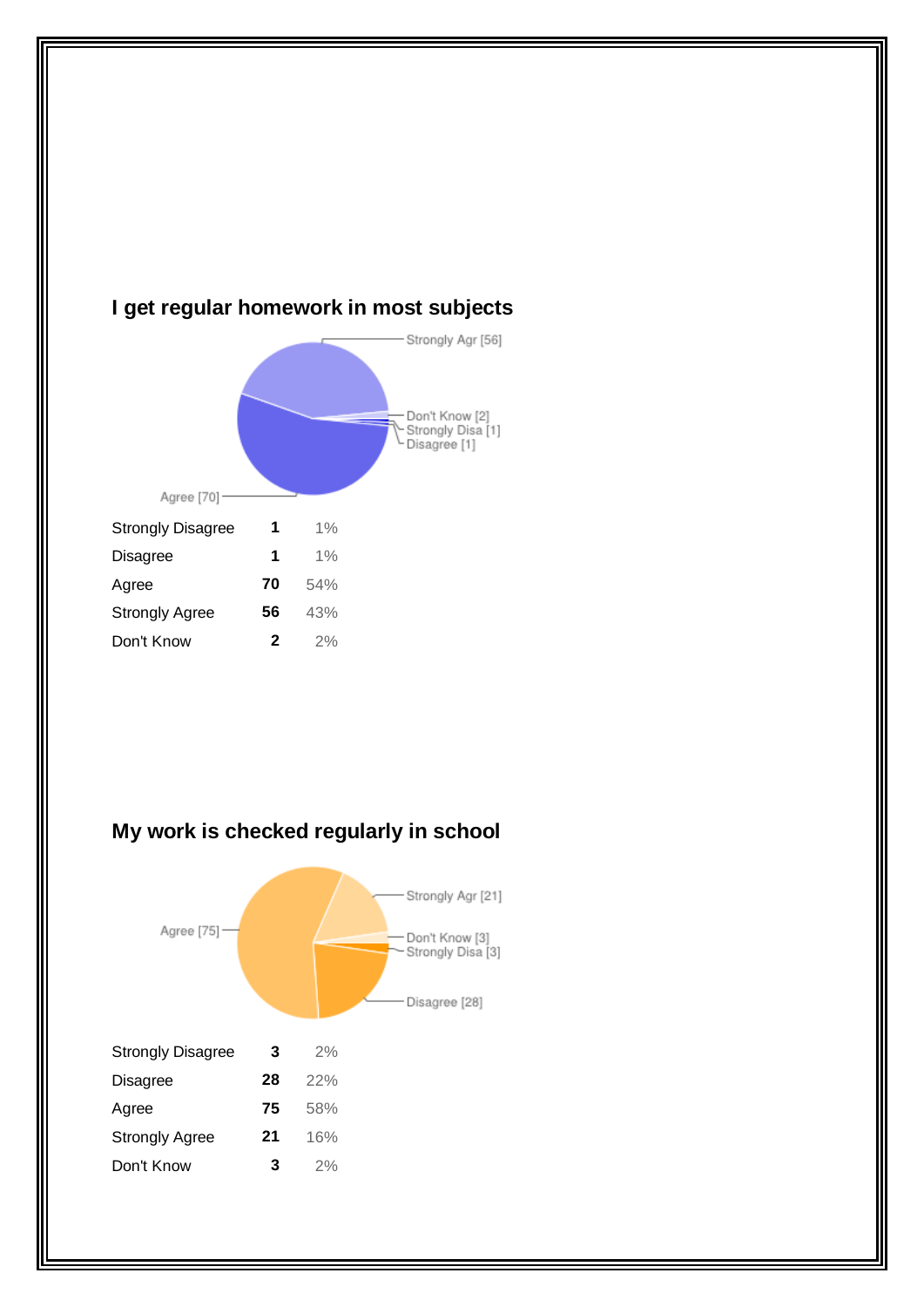## I get regular homework in most subjects

| | | |
|---|---|---|
| Strongly Disagree | **1** | 1% |
| Disagree | **1** | 1% |
| Agree | **70** | 54% |
| Strongly Agree | **56** | 43% |
| Don't Know | **2** | 2% |

## My work is checked regularly in school

| | | |
|---|---|---|
| Strongly Disagree | **3** | 2% |
| Disagree | **28** | 22% |
| Agree | **75** | 58% |
| Strongly Agree | **21** | 16% |
| Don't Know | **3** | 2% |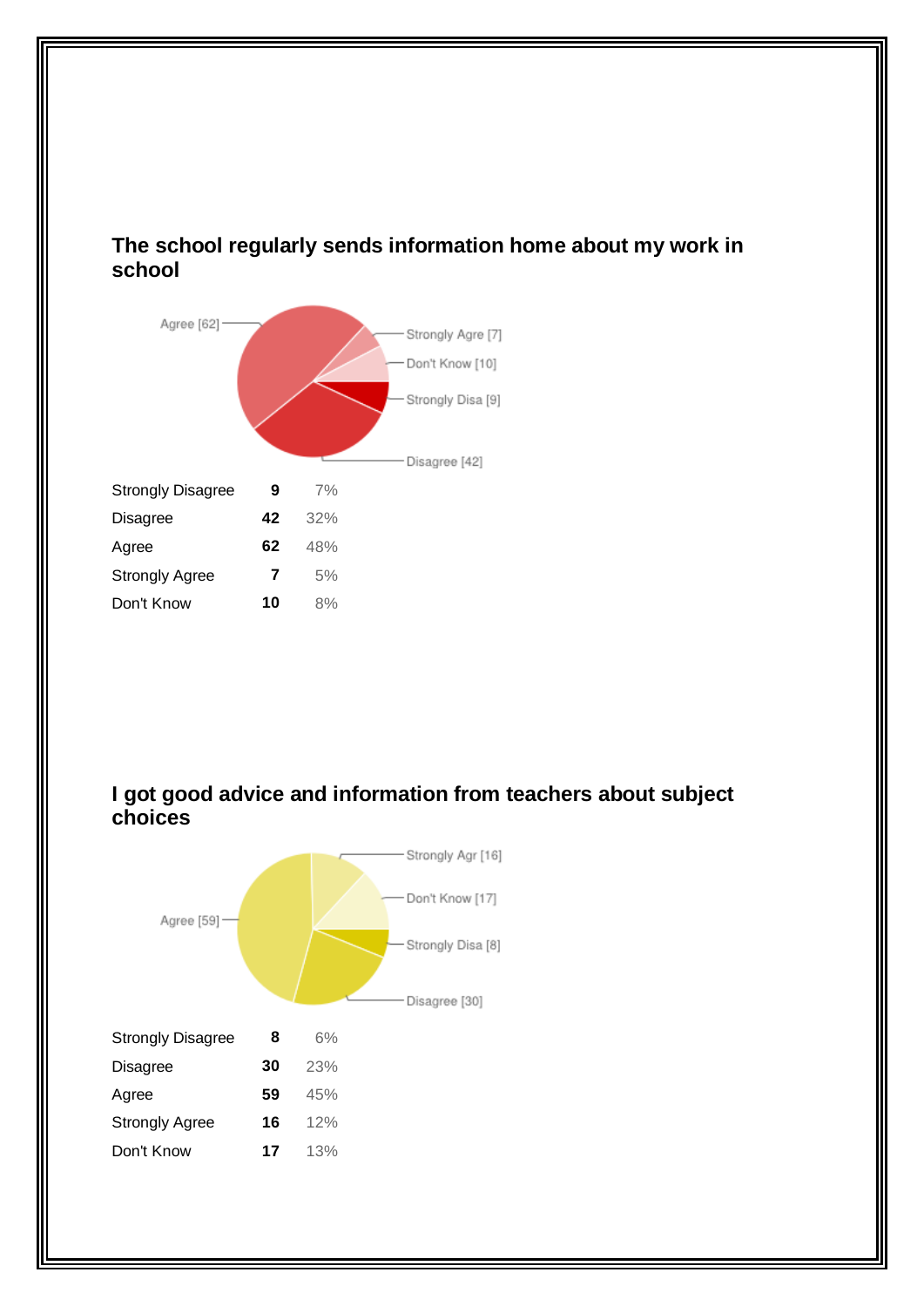## The school regularly sends information home about my work in school

| | | |
|---|---|---|
| Strongly Disagree | **9** | 7% |
| Disagree | **42** | 32% |
| Agree | **62** | 48% |
| Strongly Agree | **7** | 5% |
| Don't Know | **10** | 8% |

## I got good advice and information from teachers about subject choices

| | | |
|---|---|---|
| Strongly Disagree | **8** | 6% |
| Disagree | **30** | 23% |
| Agree | **59** | 45% |
| Strongly Agree | **16** | 12% |
| Don't Know | **17** | 13% |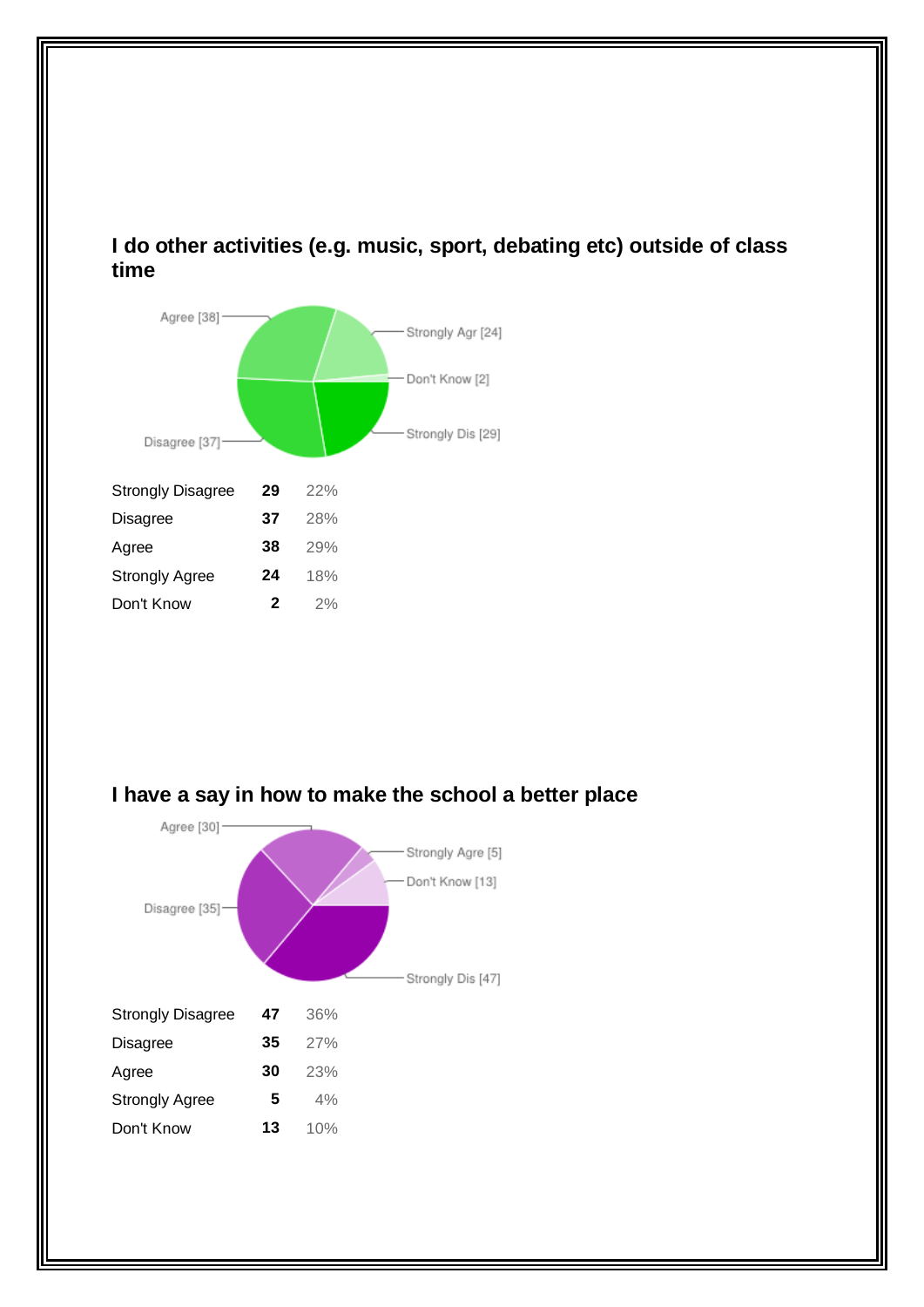## I do other activities (e.g. music, sport, debating etc) outside of class time

Agree [38]
Strongly Agr [24]
Don't Know [2]
Strongly Dis [29]
Disagree [37]

| | | |
|---|---|---|
| Strongly Disagree | **29** | 22% |
| Disagree | **37** | 28% |
| Agree | **38** | 29% |
| Strongly Agree | **24** | 18% |
| Don't Know | **2** | 2% |

## I have a say in how to make the school a better place

Agree [30]
Strongly Agre [5]
Don't Know [13]
Disagree [35]
Strongly Dis [47]

| | | |
|---|---|---|
| Strongly Disagree | **47** | 36% |
| Disagree | **35** | 27% |
| Agree | **30** | 23% |
| Strongly Agree | **5** | 4% |
| Don't Know | **13** | 10% |